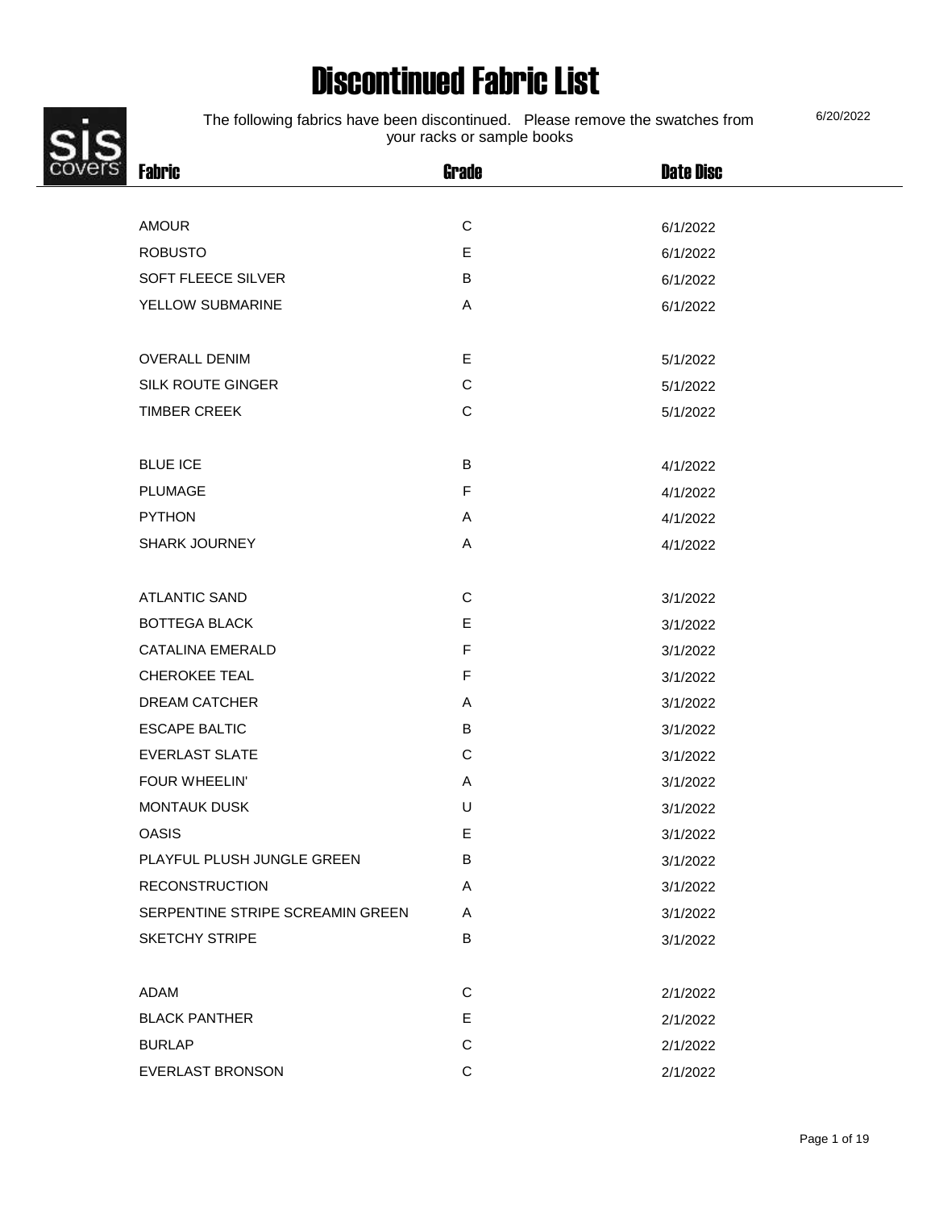# Discontinued Fabric List

The following fabrics have been discontinued. Please remove the swatches from your racks or sample books

6/20/2022

| Fabric | Grade | Date Disc |
|---|---|---|
| AMOUR | C | 6/1/2022 |
| ROBUSTO | E | 6/1/2022 |
| SOFT FLEECE SILVER | B | 6/1/2022 |
| YELLOW SUBMARINE | A | 6/1/2022 |
| | | |
| OVERALL DENIM | E | 5/1/2022 |
| SILK ROUTE GINGER | C | 5/1/2022 |
| TIMBER CREEK | C | 5/1/2022 |
| | | |
| BLUE ICE | B | 4/1/2022 |
| PLUMAGE | F | 4/1/2022 |
| PYTHON | A | 4/1/2022 |
| SHARK JOURNEY | A | 4/1/2022 |
| | | |
| ATLANTIC SAND | C | 3/1/2022 |
| BOTTEGA BLACK | E | 3/1/2022 |
| CATALINA EMERALD | F | 3/1/2022 |
| CHEROKEE TEAL | F | 3/1/2022 |
| DREAM CATCHER | A | 3/1/2022 |
| ESCAPE BALTIC | B | 3/1/2022 |
| EVERLAST SLATE | C | 3/1/2022 |
| FOUR WHEELIN' | A | 3/1/2022 |
| MONTAUK DUSK | U | 3/1/2022 |
| OASIS | E | 3/1/2022 |
| PLAYFUL PLUSH JUNGLE GREEN | B | 3/1/2022 |
| RECONSTRUCTION | A | 3/1/2022 |
| SERPENTINE STRIPE SCREAMIN GREEN | A | 3/1/2022 |
| SKETCHY STRIPE | B | 3/1/2022 |
| | | |
| ADAM | C | 2/1/2022 |
| BLACK PANTHER | E | 2/1/2022 |
| BURLAP | C | 2/1/2022 |
| EVERLAST BRONSON | C | 2/1/2022 |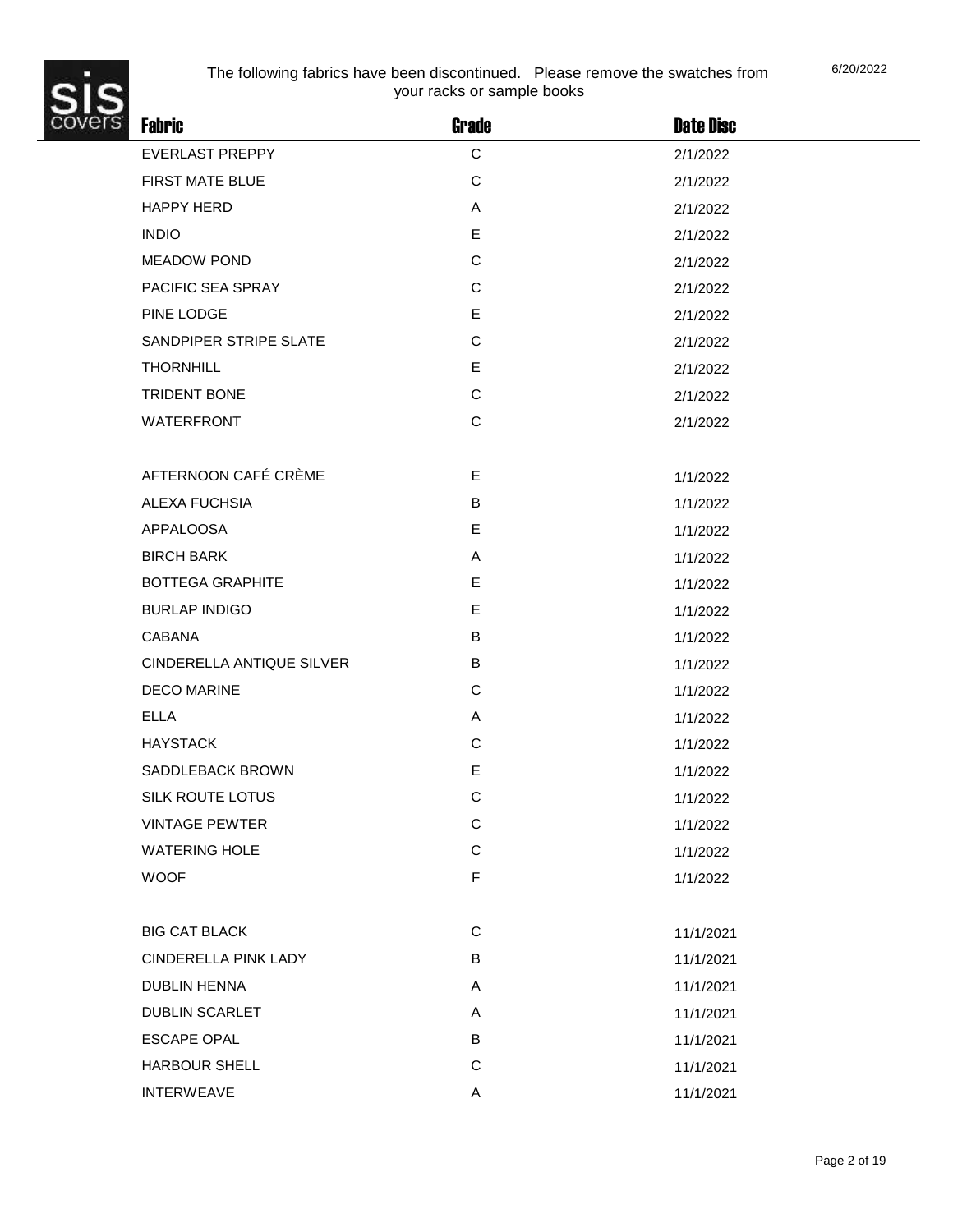The following fabrics have been discontinued. Please remove the swatches from your racks or sample books

6/20/2022

| Fabric | Grade | Date Disc |
| --- | --- | --- |
| EVERLAST PREPPY | C | 2/1/2022 |
| FIRST MATE BLUE | C | 2/1/2022 |
| HAPPY HERD | A | 2/1/2022 |
| INDIO | E | 2/1/2022 |
| MEADOW POND | C | 2/1/2022 |
| PACIFIC SEA SPRAY | C | 2/1/2022 |
| PINE LODGE | E | 2/1/2022 |
| SANDPIPER STRIPE SLATE | C | 2/1/2022 |
| THORNHILL | E | 2/1/2022 |
| TRIDENT BONE | C | 2/1/2022 |
| WATERFRONT | C | 2/1/2022 |
| | | |
| AFTERNOON CAFÉ CRÈME | E | 1/1/2022 |
| ALEXA FUCHSIA | B | 1/1/2022 |
| APPALOOSA | E | 1/1/2022 |
| BIRCH BARK | A | 1/1/2022 |
| BOTTEGA GRAPHITE | E | 1/1/2022 |
| BURLAP INDIGO | E | 1/1/2022 |
| CABANA | B | 1/1/2022 |
| CINDERELLA ANTIQUE SILVER | B | 1/1/2022 |
| DECO MARINE | C | 1/1/2022 |
| ELLA | A | 1/1/2022 |
| HAYSTACK | C | 1/1/2022 |
| SADDLEBACK BROWN | E | 1/1/2022 |
| SILK ROUTE LOTUS | C | 1/1/2022 |
| VINTAGE PEWTER | C | 1/1/2022 |
| WATERING HOLE | C | 1/1/2022 |
| WOOF | F | 1/1/2022 |
| | | |
| BIG CAT BLACK | C | 11/1/2021 |
| CINDERELLA PINK LADY | B | 11/1/2021 |
| DUBLIN HENNA | A | 11/1/2021 |
| DUBLIN SCARLET | A | 11/1/2021 |
| ESCAPE OPAL | B | 11/1/2021 |
| HARBOUR SHELL | C | 11/1/2021 |
| INTERWEAVE | A | 11/1/2021 |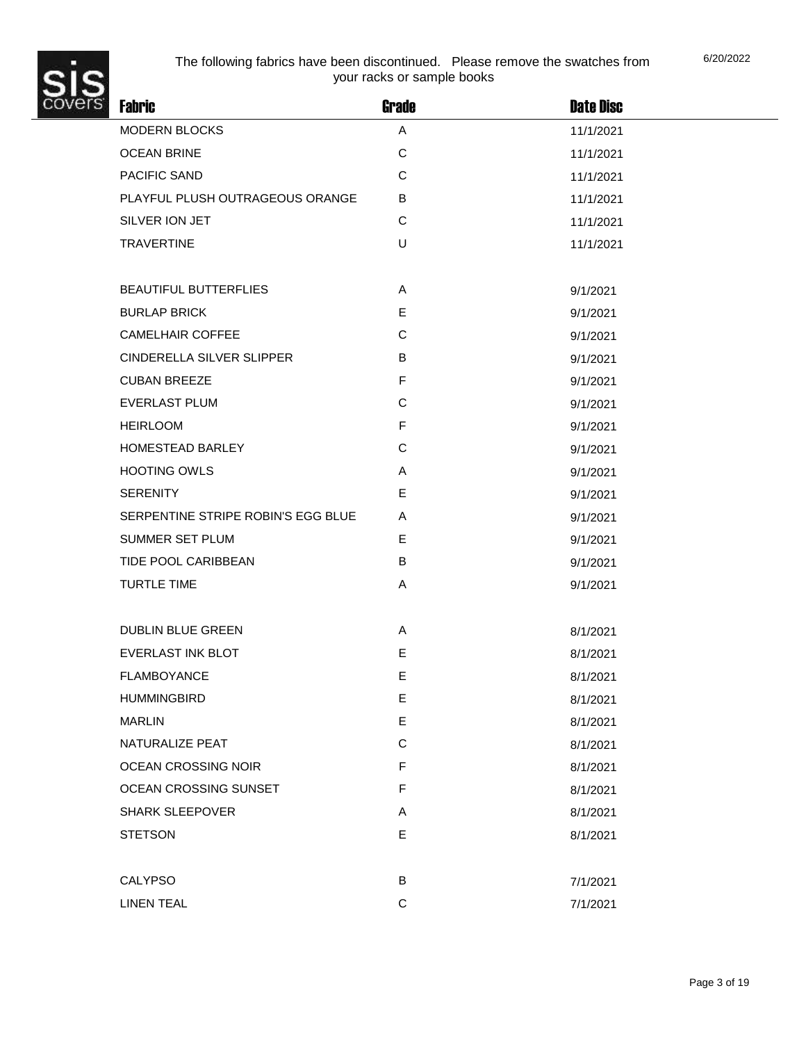The following fabrics have been discontinued. Please remove the swatches from your racks or sample books

6/20/2022

| Fabric | Grade | Date Disc |
|---|---|---|
| MODERN BLOCKS | A | 11/1/2021 |
| OCEAN BRINE | C | 11/1/2021 |
| PACIFIC SAND | C | 11/1/2021 |
| PLAYFUL PLUSH OUTRAGEOUS ORANGE | B | 11/1/2021 |
| SILVER ION JET | C | 11/1/2021 |
| TRAVERTINE | U | 11/1/2021 |
| | | |
| BEAUTIFUL BUTTERFLIES | A | 9/1/2021 |
| BURLAP BRICK | E | 9/1/2021 |
| CAMELHAIR COFFEE | C | 9/1/2021 |
| CINDERELLA SILVER SLIPPER | B | 9/1/2021 |
| CUBAN BREEZE | F | 9/1/2021 |
| EVERLAST PLUM | C | 9/1/2021 |
| HEIRLOOM | F | 9/1/2021 |
| HOMESTEAD BARLEY | C | 9/1/2021 |
| HOOTING OWLS | A | 9/1/2021 |
| SERENITY | E | 9/1/2021 |
| SERPENTINE STRIPE ROBIN'S EGG BLUE | A | 9/1/2021 |
| SUMMER SET PLUM | E | 9/1/2021 |
| TIDE POOL CARIBBEAN | B | 9/1/2021 |
| TURTLE TIME | A | 9/1/2021 |
| | | |
| DUBLIN BLUE GREEN | A | 8/1/2021 |
| EVERLAST INK BLOT | E | 8/1/2021 |
| FLAMBOYANCE | E | 8/1/2021 |
| HUMMINGBIRD | E | 8/1/2021 |
| MARLIN | E | 8/1/2021 |
| NATURALIZE PEAT | C | 8/1/2021 |
| OCEAN CROSSING NOIR | F | 8/1/2021 |
| OCEAN CROSSING SUNSET | F | 8/1/2021 |
| SHARK SLEEPOVER | A | 8/1/2021 |
| STETSON | E | 8/1/2021 |
| | | |
| CALYPSO | B | 7/1/2021 |
| LINEN TEAL | C | 7/1/2021 |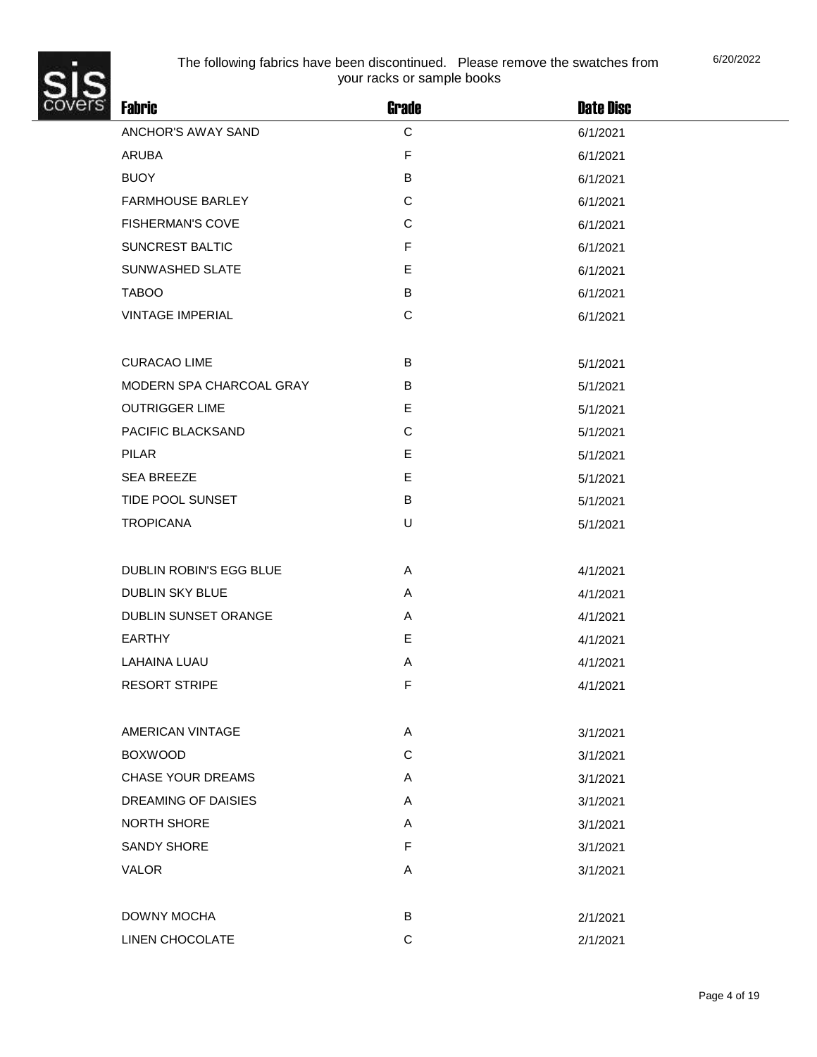The following fabrics have been discontinued. Please remove the swatches from your racks or sample books

6/20/2022

| Fabric | Grade | Date Disc |
|---|---|---|
| ANCHOR'S AWAY SAND | C | 6/1/2021 |
| ARUBA | F | 6/1/2021 |
| BUOY | B | 6/1/2021 |
| FARMHOUSE BARLEY | C | 6/1/2021 |
| FISHERMAN'S COVE | C | 6/1/2021 |
| SUNCREST BALTIC | F | 6/1/2021 |
| SUNWASHED SLATE | E | 6/1/2021 |
| TABOO | B | 6/1/2021 |
| VINTAGE IMPERIAL | C | 6/1/2021 |
| | | |
| CURACAO LIME | B | 5/1/2021 |
| MODERN SPA CHARCOAL GRAY | B | 5/1/2021 |
| OUTRIGGER LIME | E | 5/1/2021 |
| PACIFIC BLACKSAND | C | 5/1/2021 |
| PILAR | E | 5/1/2021 |
| SEA BREEZE | E | 5/1/2021 |
| TIDE POOL SUNSET | B | 5/1/2021 |
| TROPICANA | U | 5/1/2021 |
| | | |
| DUBLIN ROBIN'S EGG BLUE | A | 4/1/2021 |
| DUBLIN SKY BLUE | A | 4/1/2021 |
| DUBLIN SUNSET ORANGE | A | 4/1/2021 |
| EARTHY | E | 4/1/2021 |
| LAHAINA LUAU | A | 4/1/2021 |
| RESORT STRIPE | F | 4/1/2021 |
| | | |
| AMERICAN VINTAGE | A | 3/1/2021 |
| BOXWOOD | C | 3/1/2021 |
| CHASE YOUR DREAMS | A | 3/1/2021 |
| DREAMING OF DAISIES | A | 3/1/2021 |
| NORTH SHORE | A | 3/1/2021 |
| SANDY SHORE | F | 3/1/2021 |
| VALOR | A | 3/1/2021 |
| | | |
| DOWNY MOCHA | B | 2/1/2021 |
| LINEN CHOCOLATE | C | 2/1/2021 |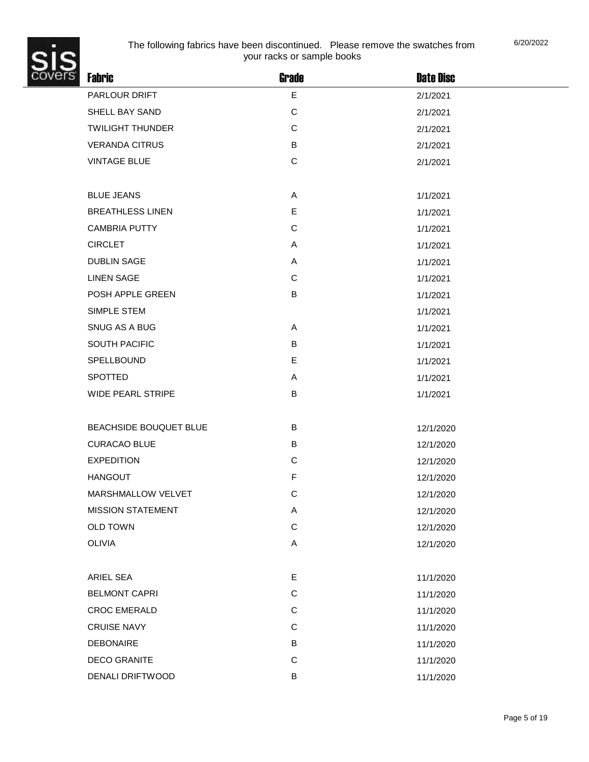sis covers

The following fabrics have been discontinued. Please remove the swatches from your racks or sample books

6/20/2022

| Fabric | Grade | Date Disc |
|---|---|---|
| PARLOUR DRIFT | E | 2/1/2021 |
| SHELL BAY SAND | C | 2/1/2021 |
| TWILIGHT THUNDER | C | 2/1/2021 |
| VERANDA CITRUS | B | 2/1/2021 |
| VINTAGE BLUE | C | 2/1/2021 |
| | | |
| BLUE JEANS | A | 1/1/2021 |
| BREATHLESS LINEN | E | 1/1/2021 |
| CAMBRIA PUTTY | C | 1/1/2021 |
| CIRCLET | A | 1/1/2021 |
| DUBLIN SAGE | A | 1/1/2021 |
| LINEN SAGE | C | 1/1/2021 |
| POSH APPLE GREEN | B | 1/1/2021 |
| SIMPLE STEM | | 1/1/2021 |
| SNUG AS A BUG | A | 1/1/2021 |
| SOUTH PACIFIC | B | 1/1/2021 |
| SPELLBOUND | E | 1/1/2021 |
| SPOTTED | A | 1/1/2021 |
| WIDE PEARL STRIPE | B | 1/1/2021 |
| | | |
| BEACHSIDE BOUQUET BLUE | B | 12/1/2020 |
| CURACAO BLUE | B | 12/1/2020 |
| EXPEDITION | C | 12/1/2020 |
| HANGOUT | F | 12/1/2020 |
| MARSHMALLOW VELVET | C | 12/1/2020 |
| MISSION STATEMENT | A | 12/1/2020 |
| OLD TOWN | C | 12/1/2020 |
| OLIVIA | A | 12/1/2020 |
| | | |
| ARIEL SEA | E | 11/1/2020 |
| BELMONT CAPRI | C | 11/1/2020 |
| CROC EMERALD | C | 11/1/2020 |
| CRUISE NAVY | C | 11/1/2020 |
| DEBONAIRE | B | 11/1/2020 |
| DECO GRANITE | C | 11/1/2020 |
| DENALI DRIFTWOOD | B | 11/1/2020 |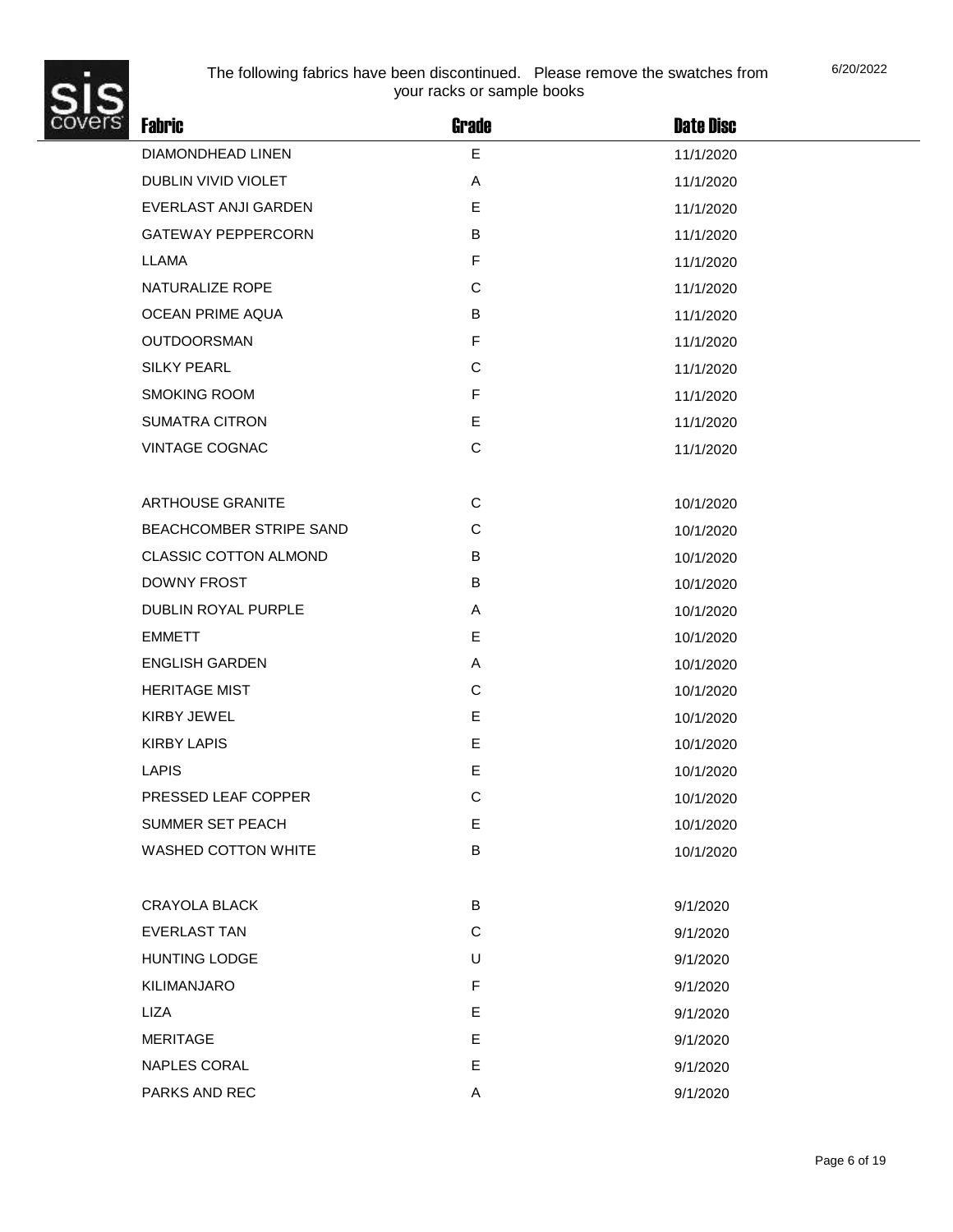The following fabrics have been discontinued. Please remove the swatches from your racks or sample books

6/20/2022

| Fabric | Grade | Date Disc |
|---|---|---|
| DIAMONDHEAD LINEN | E | 11/1/2020 |
| DUBLIN VIVID VIOLET | A | 11/1/2020 |
| EVERLAST ANJI GARDEN | E | 11/1/2020 |
| GATEWAY PEPPERCORN | B | 11/1/2020 |
| LLAMA | F | 11/1/2020 |
| NATURALIZE ROPE | C | 11/1/2020 |
| OCEAN PRIME AQUA | B | 11/1/2020 |
| OUTDOORSMAN | F | 11/1/2020 |
| SILKY PEARL | C | 11/1/2020 |
| SMOKING ROOM | F | 11/1/2020 |
| SUMATRA CITRON | E | 11/1/2020 |
| VINTAGE COGNAC | C | 11/1/2020 |
| | | |
| ARTHOUSE GRANITE | C | 10/1/2020 |
| BEACHCOMBER STRIPE SAND | C | 10/1/2020 |
| CLASSIC COTTON ALMOND | B | 10/1/2020 |
| DOWNY FROST | B | 10/1/2020 |
| DUBLIN ROYAL PURPLE | A | 10/1/2020 |
| EMMETT | E | 10/1/2020 |
| ENGLISH GARDEN | A | 10/1/2020 |
| HERITAGE MIST | C | 10/1/2020 |
| KIRBY JEWEL | E | 10/1/2020 |
| KIRBY LAPIS | E | 10/1/2020 |
| LAPIS | E | 10/1/2020 |
| PRESSED LEAF COPPER | C | 10/1/2020 |
| SUMMER SET PEACH | E | 10/1/2020 |
| WASHED COTTON WHITE | B | 10/1/2020 |
| | | |
| CRAYOLA BLACK | B | 9/1/2020 |
| EVERLAST TAN | C | 9/1/2020 |
| HUNTING LODGE | U | 9/1/2020 |
| KILIMANJARO | F | 9/1/2020 |
| LIZA | E | 9/1/2020 |
| MERITAGE | E | 9/1/2020 |
| NAPLES CORAL | E | 9/1/2020 |
| PARKS AND REC | A | 9/1/2020 |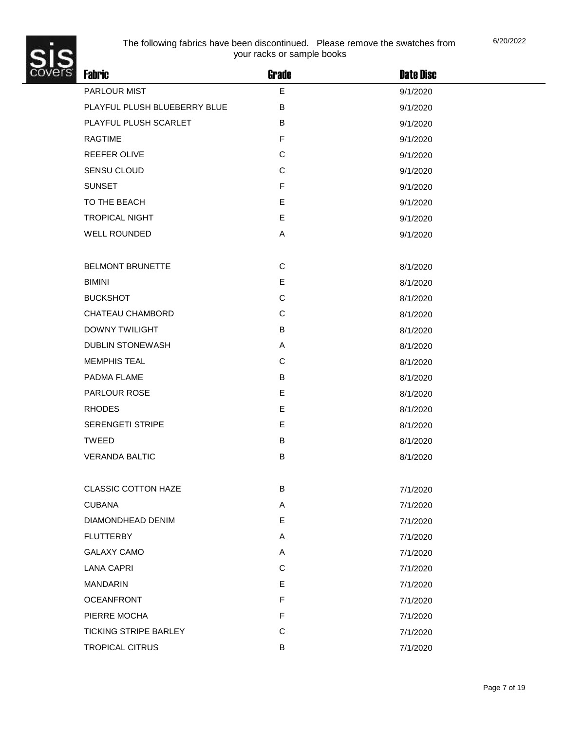The following fabrics have been discontinued. Please remove the swatches from your racks or sample books

6/20/2022

| Fabric | Grade | Date Disc |
|---|---|---|
| PARLOUR MIST | E | 9/1/2020 |
| PLAYFUL PLUSH BLUEBERRY BLUE | B | 9/1/2020 |
| PLAYFUL PLUSH SCARLET | B | 9/1/2020 |
| RAGTIME | F | 9/1/2020 |
| REEFER OLIVE | C | 9/1/2020 |
| SENSU CLOUD | C | 9/1/2020 |
| SUNSET | F | 9/1/2020 |
| TO THE BEACH | E | 9/1/2020 |
| TROPICAL NIGHT | E | 9/1/2020 |
| WELL ROUNDED | A | 9/1/2020 |
| | | |
| BELMONT BRUNETTE | C | 8/1/2020 |
| BIMINI | E | 8/1/2020 |
| BUCKSHOT | C | 8/1/2020 |
| CHATEAU CHAMBORD | C | 8/1/2020 |
| DOWNY TWILIGHT | B | 8/1/2020 |
| DUBLIN STONEWASH | A | 8/1/2020 |
| MEMPHIS TEAL | C | 8/1/2020 |
| PADMA FLAME | B | 8/1/2020 |
| PARLOUR ROSE | E | 8/1/2020 |
| RHODES | E | 8/1/2020 |
| SERENGETI STRIPE | E | 8/1/2020 |
| TWEED | B | 8/1/2020 |
| VERANDA BALTIC | B | 8/1/2020 |
| | | |
| CLASSIC COTTON HAZE | B | 7/1/2020 |
| CUBANA | A | 7/1/2020 |
| DIAMONDHEAD DENIM | E | 7/1/2020 |
| FLUTTERBY | A | 7/1/2020 |
| GALAXY CAMO | A | 7/1/2020 |
| LANA CAPRI | C | 7/1/2020 |
| MANDARIN | E | 7/1/2020 |
| OCEANFRONT | F | 7/1/2020 |
| PIERRE MOCHA | F | 7/1/2020 |
| TICKING STRIPE BARLEY | C | 7/1/2020 |
| TROPICAL CITRUS | B | 7/1/2020 |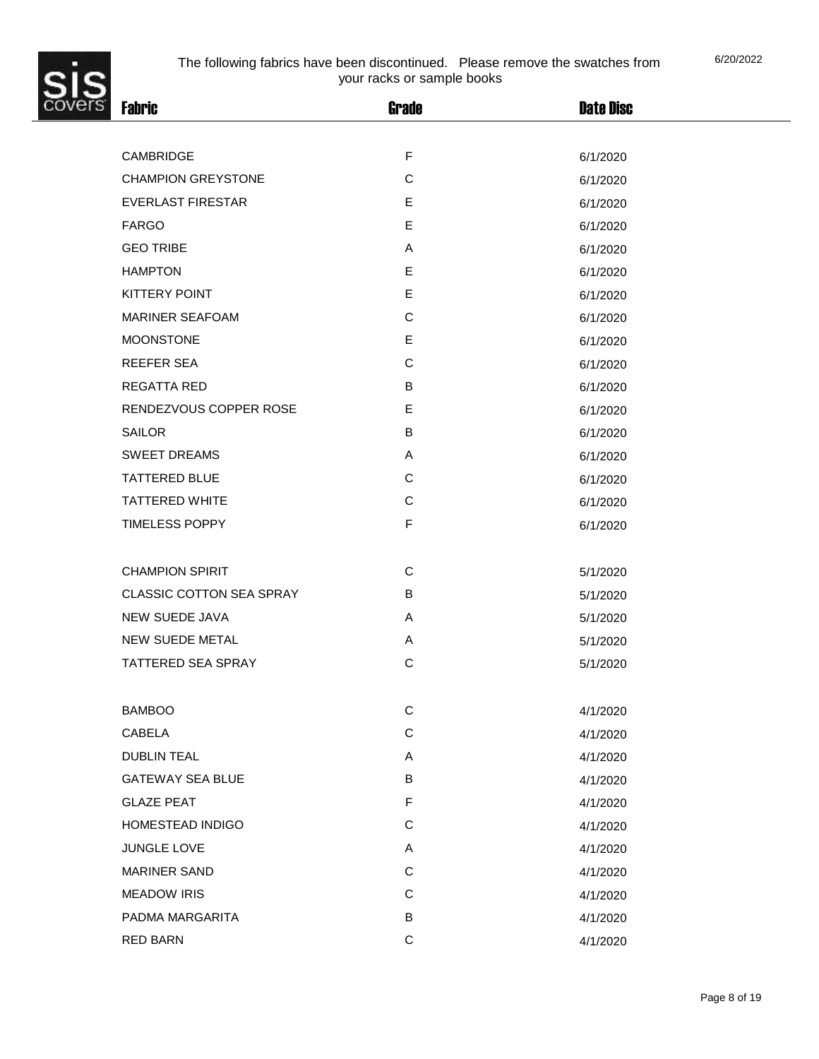The following fabrics have been discontinued. Please remove the swatches from your racks or sample books

6/20/2022

| Fabric | Grade | Date Disc |
| --- | --- | --- |
| CAMBRIDGE | F | 6/1/2020 |
| CHAMPION GREYSTONE | C | 6/1/2020 |
| EVERLAST FIRESTAR | E | 6/1/2020 |
| FARGO | E | 6/1/2020 |
| GEO TRIBE | A | 6/1/2020 |
| HAMPTON | E | 6/1/2020 |
| KITTERY POINT | E | 6/1/2020 |
| MARINER SEAFOAM | C | 6/1/2020 |
| MOONSTONE | E | 6/1/2020 |
| REEFER SEA | C | 6/1/2020 |
| REGATTA RED | B | 6/1/2020 |
| RENDEZVOUS COPPER ROSE | E | 6/1/2020 |
| SAILOR | B | 6/1/2020 |
| SWEET DREAMS | A | 6/1/2020 |
| TATTERED BLUE | C | 6/1/2020 |
| TATTERED WHITE | C | 6/1/2020 |
| TIMELESS POPPY | F | 6/1/2020 |
| | | |
| CHAMPION SPIRIT | C | 5/1/2020 |
| CLASSIC COTTON SEA SPRAY | B | 5/1/2020 |
| NEW SUEDE JAVA | A | 5/1/2020 |
| NEW SUEDE METAL | A | 5/1/2020 |
| TATTERED SEA SPRAY | C | 5/1/2020 |
| | | |
| BAMBOO | C | 4/1/2020 |
| CABELA | C | 4/1/2020 |
| DUBLIN TEAL | A | 4/1/2020 |
| GATEWAY SEA BLUE | B | 4/1/2020 |
| GLAZE PEAT | F | 4/1/2020 |
| HOMESTEAD INDIGO | C | 4/1/2020 |
| JUNGLE LOVE | A | 4/1/2020 |
| MARINER SAND | C | 4/1/2020 |
| MEADOW IRIS | C | 4/1/2020 |
| PADMA MARGARITA | B | 4/1/2020 |
| RED BARN | C | 4/1/2020 |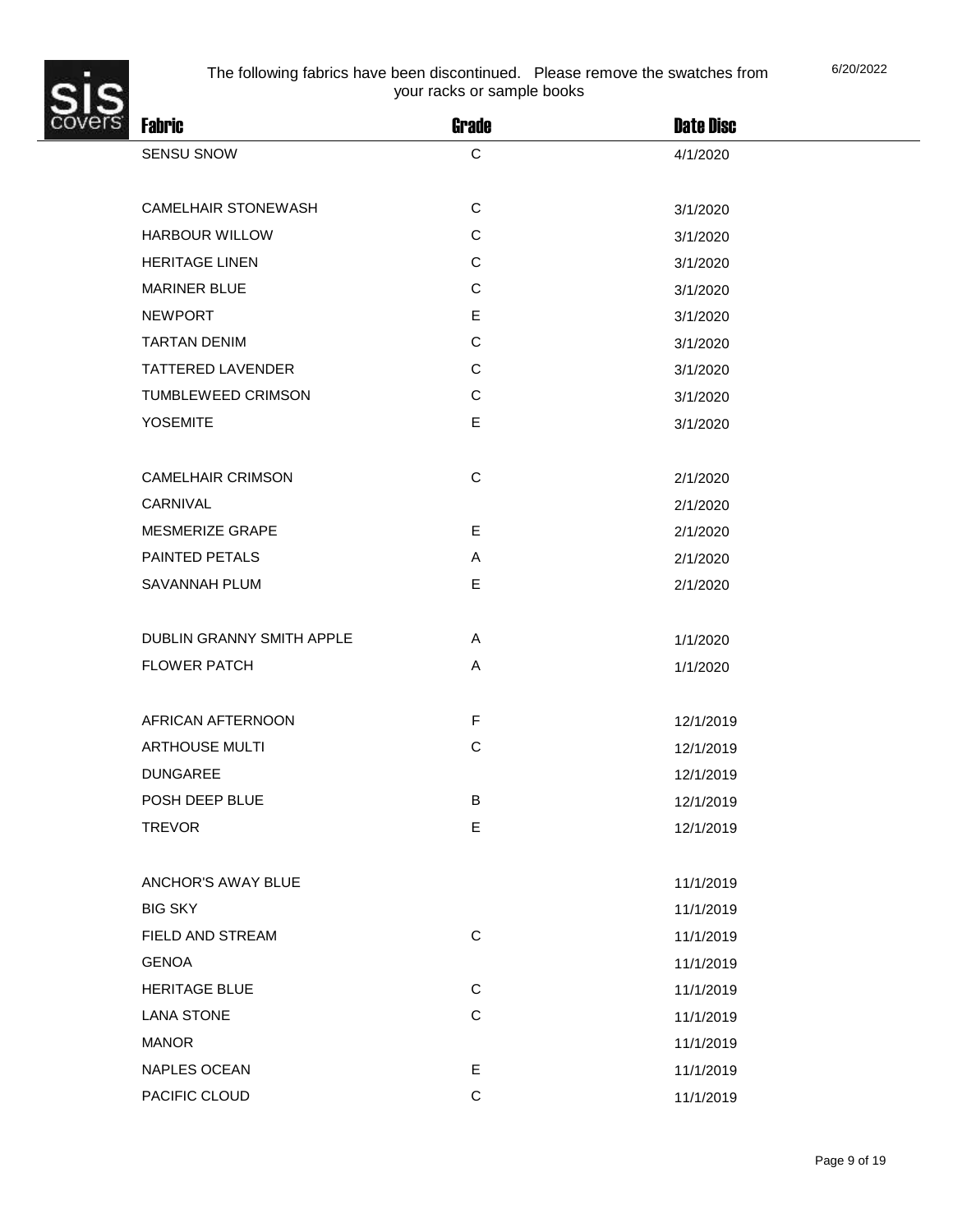The following fabrics have been discontinued. Please remove the swatches from your racks or sample books

6/20/2022

| Fabric | Grade | Date Disc |
|---|---|---|
| SENSU SNOW | C | 4/1/2020 |
| | | |
| CAMELHAIR STONEWASH | C | 3/1/2020 |
| HARBOUR WILLOW | C | 3/1/2020 |
| HERITAGE LINEN | C | 3/1/2020 |
| MARINER BLUE | C | 3/1/2020 |
| NEWPORT | E | 3/1/2020 |
| TARTAN DENIM | C | 3/1/2020 |
| TATTERED LAVENDER | C | 3/1/2020 |
| TUMBLEWEED CRIMSON | C | 3/1/2020 |
| YOSEMITE | E | 3/1/2020 |
| | | |
| CAMELHAIR CRIMSON | C | 2/1/2020 |
| CARNIVAL | | 2/1/2020 |
| MESMERIZE GRAPE | E | 2/1/2020 |
| PAINTED PETALS | A | 2/1/2020 |
| SAVANNAH PLUM | E | 2/1/2020 |
| | | |
| DUBLIN GRANNY SMITH APPLE | A | 1/1/2020 |
| FLOWER PATCH | A | 1/1/2020 |
| | | |
| AFRICAN AFTERNOON | F | 12/1/2019 |
| ARTHOUSE MULTI | C | 12/1/2019 |
| DUNGAREE | | 12/1/2019 |
| POSH DEEP BLUE | B | 12/1/2019 |
| TREVOR | E | 12/1/2019 |
| | | |
| ANCHOR'S AWAY BLUE | | 11/1/2019 |
| BIG SKY | | 11/1/2019 |
| FIELD AND STREAM | C | 11/1/2019 |
| GENOA | | 11/1/2019 |
| HERITAGE BLUE | C | 11/1/2019 |
| LANA STONE | C | 11/1/2019 |
| MANOR | | 11/1/2019 |
| NAPLES OCEAN | E | 11/1/2019 |
| PACIFIC CLOUD | C | 11/1/2019 |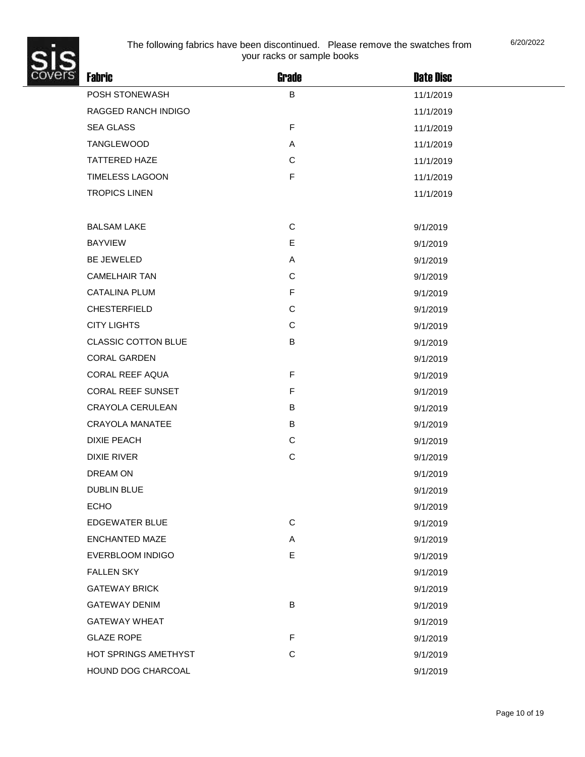The following fabrics have been discontinued. Please remove the swatches from your racks or sample books

6/20/2022

| Fabric | Grade | Date Disc |
|---|---|---|
| POSH STONEWASH | B | 11/1/2019 |
| RAGGED RANCH INDIGO | | 11/1/2019 |
| SEA GLASS | F | 11/1/2019 |
| TANGLEWOOD | A | 11/1/2019 |
| TATTERED HAZE | C | 11/1/2019 |
| TIMELESS LAGOON | F | 11/1/2019 |
| TROPICS LINEN | | 11/1/2019 |
| | | |
| BALSAM LAKE | C | 9/1/2019 |
| BAYVIEW | E | 9/1/2019 |
| BE JEWELED | A | 9/1/2019 |
| CAMELHAIR TAN | C | 9/1/2019 |
| CATALINA PLUM | F | 9/1/2019 |
| CHESTERFIELD | C | 9/1/2019 |
| CITY LIGHTS | C | 9/1/2019 |
| CLASSIC COTTON BLUE | B | 9/1/2019 |
| CORAL GARDEN | | 9/1/2019 |
| CORAL REEF AQUA | F | 9/1/2019 |
| CORAL REEF SUNSET | F | 9/1/2019 |
| CRAYOLA CERULEAN | B | 9/1/2019 |
| CRAYOLA MANATEE | B | 9/1/2019 |
| DIXIE PEACH | C | 9/1/2019 |
| DIXIE RIVER | C | 9/1/2019 |
| DREAM ON | | 9/1/2019 |
| DUBLIN BLUE | | 9/1/2019 |
| ECHO | | 9/1/2019 |
| EDGEWATER BLUE | C | 9/1/2019 |
| ENCHANTED MAZE | A | 9/1/2019 |
| EVERBLOOM INDIGO | E | 9/1/2019 |
| FALLEN SKY | | 9/1/2019 |
| GATEWAY BRICK | | 9/1/2019 |
| GATEWAY DENIM | B | 9/1/2019 |
| GATEWAY WHEAT | | 9/1/2019 |
| GLAZE ROPE | F | 9/1/2019 |
| HOT SPRINGS AMETHYST | C | 9/1/2019 |
| HOUND DOG CHARCOAL | | 9/1/2019 |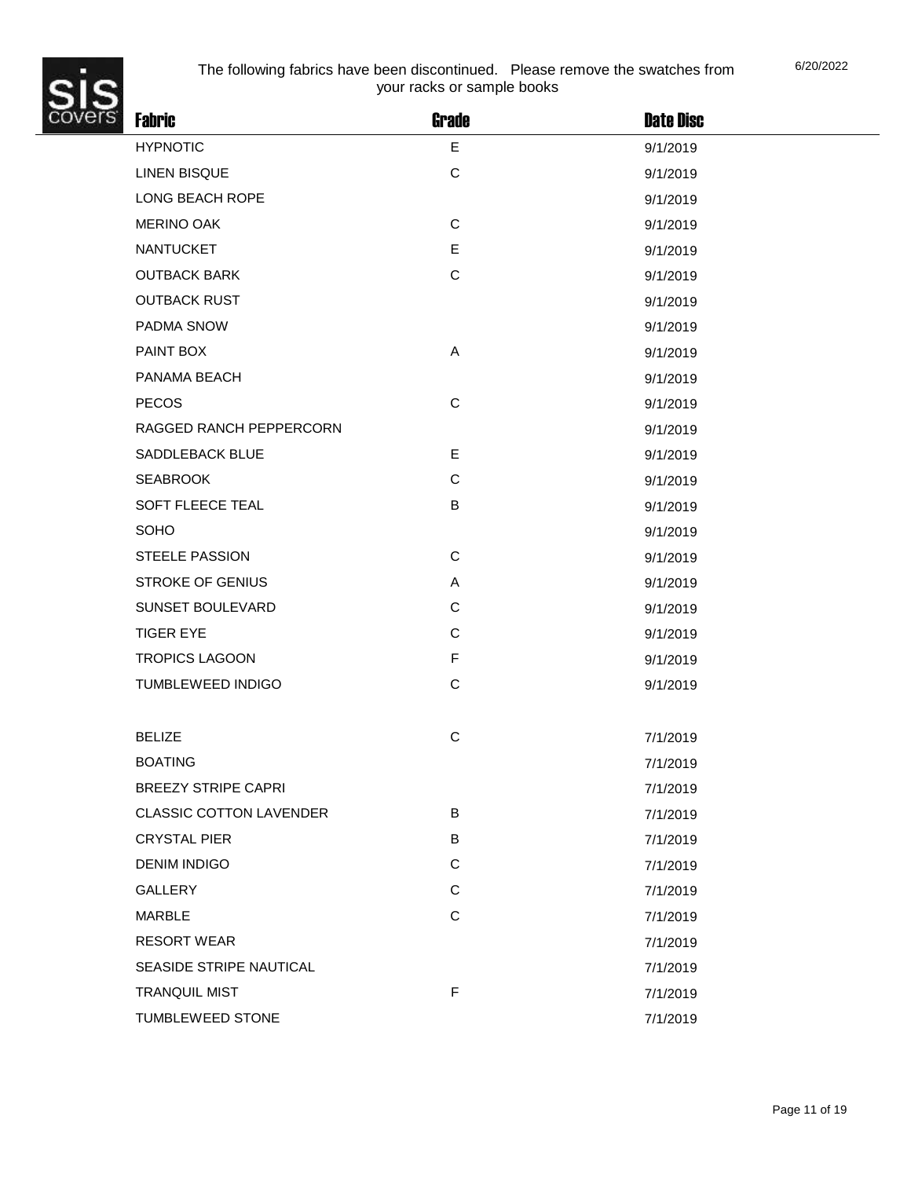The following fabrics have been discontinued. Please remove the swatches from your racks or sample books

6/20/2022

| Fabric | Grade | Date Disc |
| --- | --- | --- |
| HYPNOTIC | E | 9/1/2019 |
| LINEN BISQUE | C | 9/1/2019 |
| LONG BEACH ROPE | | 9/1/2019 |
| MERINO OAK | C | 9/1/2019 |
| NANTUCKET | E | 9/1/2019 |
| OUTBACK BARK | C | 9/1/2019 |
| OUTBACK RUST | | 9/1/2019 |
| PADMA SNOW | | 9/1/2019 |
| PAINT BOX | A | 9/1/2019 |
| PANAMA BEACH | | 9/1/2019 |
| PECOS | C | 9/1/2019 |
| RAGGED RANCH PEPPERCORN | | 9/1/2019 |
| SADDLEBACK BLUE | E | 9/1/2019 |
| SEABROOK | C | 9/1/2019 |
| SOFT FLEECE TEAL | B | 9/1/2019 |
| SOHO | | 9/1/2019 |
| STEELE PASSION | C | 9/1/2019 |
| STROKE OF GENIUS | A | 9/1/2019 |
| SUNSET BOULEVARD | C | 9/1/2019 |
| TIGER EYE | C | 9/1/2019 |
| TROPICS LAGOON | F | 9/1/2019 |
| TUMBLEWEED INDIGO | C | 9/1/2019 |
| | | |
| BELIZE | C | 7/1/2019 |
| BOATING | | 7/1/2019 |
| BREEZY STRIPE CAPRI | | 7/1/2019 |
| CLASSIC COTTON LAVENDER | B | 7/1/2019 |
| CRYSTAL PIER | B | 7/1/2019 |
| DENIM INDIGO | C | 7/1/2019 |
| GALLERY | C | 7/1/2019 |
| MARBLE | C | 7/1/2019 |
| RESORT WEAR | | 7/1/2019 |
| SEASIDE STRIPE NAUTICAL | | 7/1/2019 |
| TRANQUIL MIST | F | 7/1/2019 |
| TUMBLEWEED STONE | | 7/1/2019 |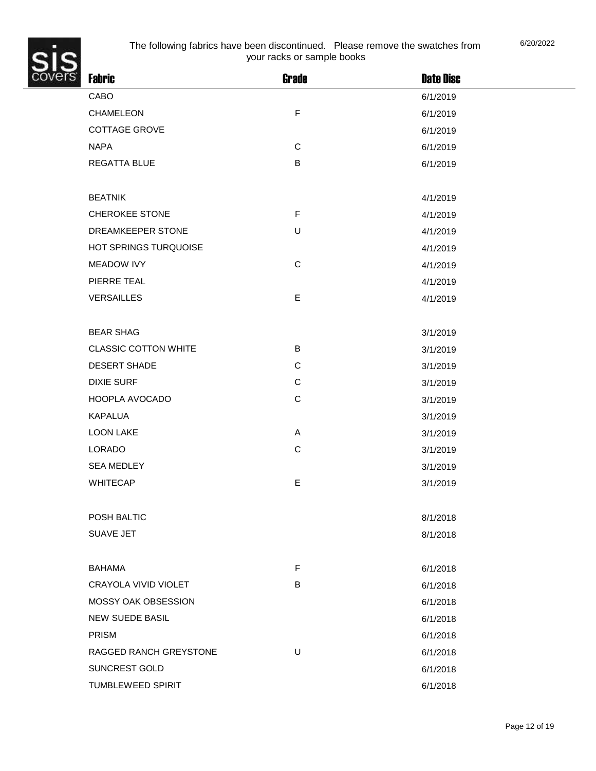The following fabrics have been discontinued. Please remove the swatches from your racks or sample books

6/20/2022

| Fabric | Grade | Date Disc |
|---|---|---|
| CABO | | 6/1/2019 |
| CHAMELEON | F | 6/1/2019 |
| COTTAGE GROVE | | 6/1/2019 |
| NAPA | C | 6/1/2019 |
| REGATTA BLUE | B | 6/1/2019 |
| | | |
| BEATNIK | | 4/1/2019 |
| CHEROKEE STONE | F | 4/1/2019 |
| DREAMKEEPER STONE | U | 4/1/2019 |
| HOT SPRINGS TURQUOISE | | 4/1/2019 |
| MEADOW IVY | C | 4/1/2019 |
| PIERRE TEAL | | 4/1/2019 |
| VERSAILLES | E | 4/1/2019 |
| | | |
| BEAR SHAG | | 3/1/2019 |
| CLASSIC COTTON WHITE | B | 3/1/2019 |
| DESERT SHADE | C | 3/1/2019 |
| DIXIE SURF | C | 3/1/2019 |
| HOOPLA AVOCADO | C | 3/1/2019 |
| KAPALUA | | 3/1/2019 |
| LOON LAKE | A | 3/1/2019 |
| LORADO | C | 3/1/2019 |
| SEA MEDLEY | | 3/1/2019 |
| WHITECAP | E | 3/1/2019 |
| | | |
| POSH BALTIC | | 8/1/2018 |
| SUAVE JET | | 8/1/2018 |
| | | |
| BAHAMA | F | 6/1/2018 |
| CRAYOLA VIVID VIOLET | B | 6/1/2018 |
| MOSSY OAK OBSESSION | | 6/1/2018 |
| NEW SUEDE BASIL | | 6/1/2018 |
| PRISM | | 6/1/2018 |
| RAGGED RANCH GREYSTONE | U | 6/1/2018 |
| SUNCREST GOLD | | 6/1/2018 |
| TUMBLEWEED SPIRIT | | 6/1/2018 |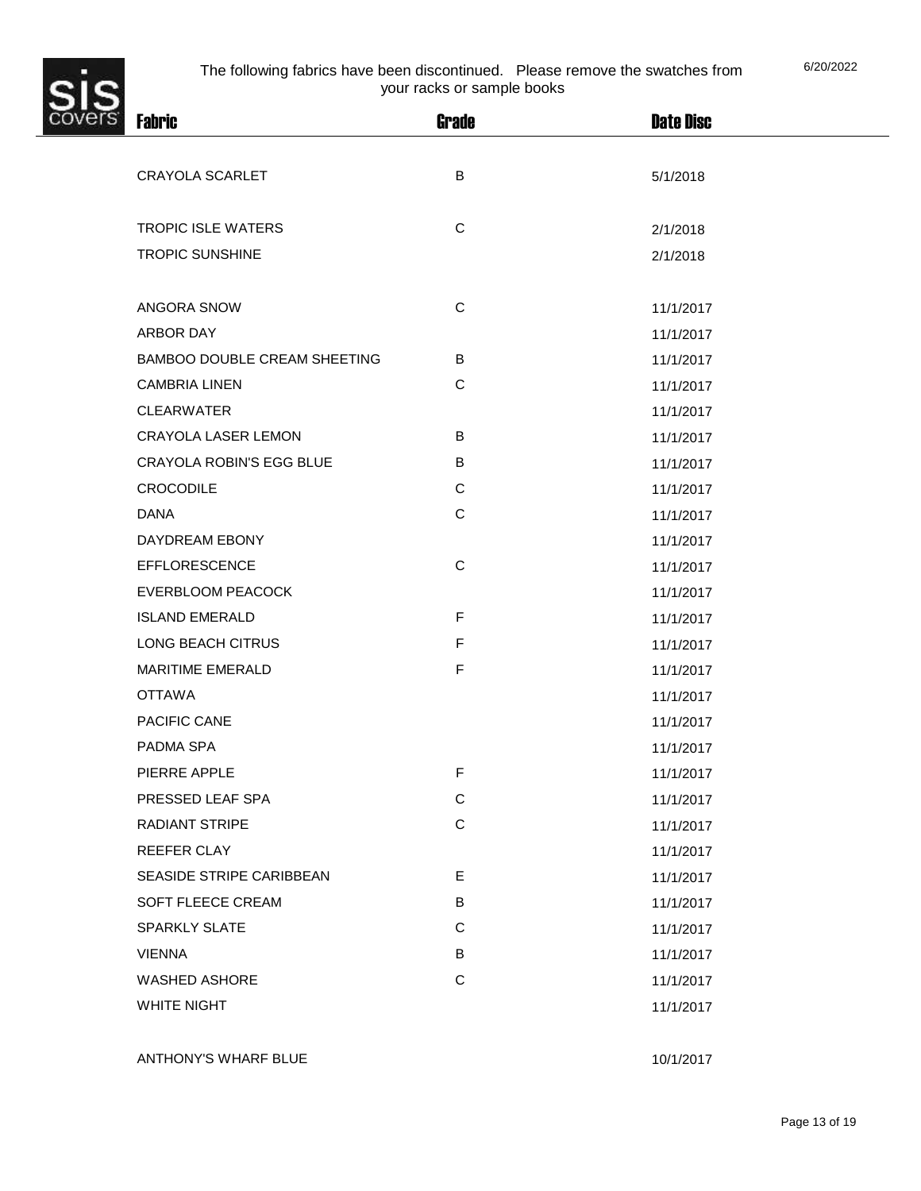The following fabrics have been discontinued. Please remove the swatches from your racks or sample books

6/20/2022

| Fabric | Grade | Date Disc |
|---|---|---|
| CRAYOLA SCARLET | B | 5/1/2018 |
| TROPIC ISLE WATERS | C | 2/1/2018 |
| TROPIC SUNSHINE | | 2/1/2018 |
| ANGORA SNOW | C | 11/1/2017 |
| ARBOR DAY | | 11/1/2017 |
| BAMBOO DOUBLE CREAM SHEETING | B | 11/1/2017 |
| CAMBRIA LINEN | C | 11/1/2017 |
| CLEARWATER | | 11/1/2017 |
| CRAYOLA LASER LEMON | B | 11/1/2017 |
| CRAYOLA ROBIN'S EGG BLUE | B | 11/1/2017 |
| CROCODILE | C | 11/1/2017 |
| DANA | C | 11/1/2017 |
| DAYDREAM EBONY | | 11/1/2017 |
| EFFLORESCENCE | C | 11/1/2017 |
| EVERBLOOM PEACOCK | | 11/1/2017 |
| ISLAND EMERALD | F | 11/1/2017 |
| LONG BEACH CITRUS | F | 11/1/2017 |
| MARITIME EMERALD | F | 11/1/2017 |
| OTTAWA | | 11/1/2017 |
| PACIFIC CANE | | 11/1/2017 |
| PADMA SPA | | 11/1/2017 |
| PIERRE APPLE | F | 11/1/2017 |
| PRESSED LEAF SPA | C | 11/1/2017 |
| RADIANT STRIPE | C | 11/1/2017 |
| REEFER CLAY | | 11/1/2017 |
| SEASIDE STRIPE CARIBBEAN | E | 11/1/2017 |
| SOFT FLEECE CREAM | B | 11/1/2017 |
| SPARKLY SLATE | C | 11/1/2017 |
| VIENNA | B | 11/1/2017 |
| WASHED ASHORE | C | 11/1/2017 |
| WHITE NIGHT | | 11/1/2017 |
| ANTHONY'S WHARF BLUE | | 10/1/2017 |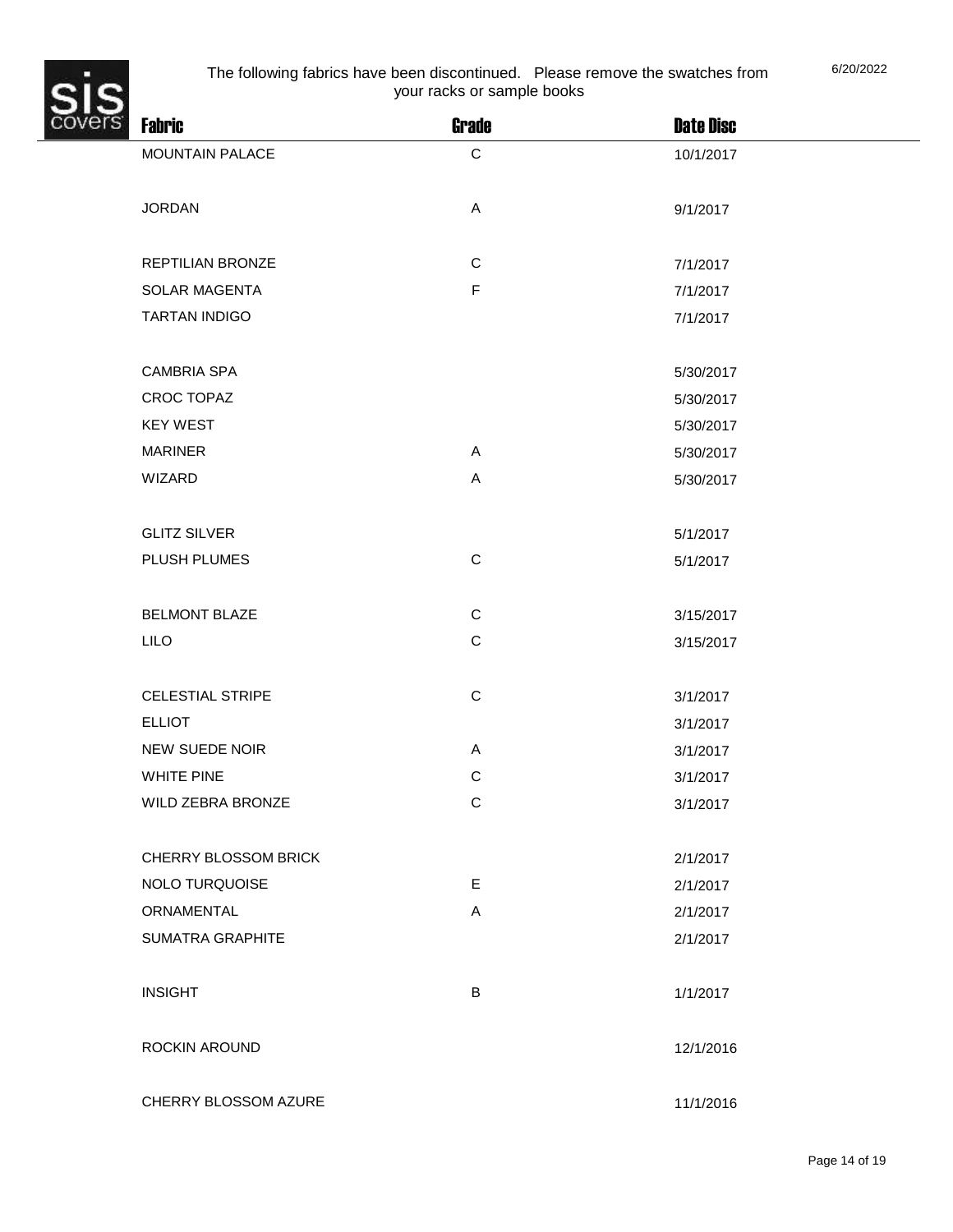The following fabrics have been discontinued. Please remove the swatches from your racks or sample books

6/20/2022

| Fabric | Grade | Date Disc |
| --- | --- | --- |
| MOUNTAIN PALACE | C | 10/1/2017 |
| JORDAN | A | 9/1/2017 |
| REPTILIAN BRONZE | C | 7/1/2017 |
| SOLAR MAGENTA | F | 7/1/2017 |
| TARTAN INDIGO | | 7/1/2017 |
| CAMBRIA SPA | | 5/30/2017 |
| CROC TOPAZ | | 5/30/2017 |
| KEY WEST | | 5/30/2017 |
| MARINER | A | 5/30/2017 |
| WIZARD | A | 5/30/2017 |
| GLITZ SILVER | | 5/1/2017 |
| PLUSH PLUMES | C | 5/1/2017 |
| BELMONT BLAZE | C | 3/15/2017 |
| LILO | C | 3/15/2017 |
| CELESTIAL STRIPE | C | 3/1/2017 |
| ELLIOT | | 3/1/2017 |
| NEW SUEDE NOIR | A | 3/1/2017 |
| WHITE PINE | C | 3/1/2017 |
| WILD ZEBRA BRONZE | C | 3/1/2017 |
| CHERRY BLOSSOM BRICK | | 2/1/2017 |
| NOLO TURQUOISE | E | 2/1/2017 |
| ORNAMENTAL | A | 2/1/2017 |
| SUMATRA GRAPHITE | | 2/1/2017 |
| INSIGHT | B | 1/1/2017 |
| ROCKIN AROUND | | 12/1/2016 |
| CHERRY BLOSSOM AZURE | | 11/1/2016 |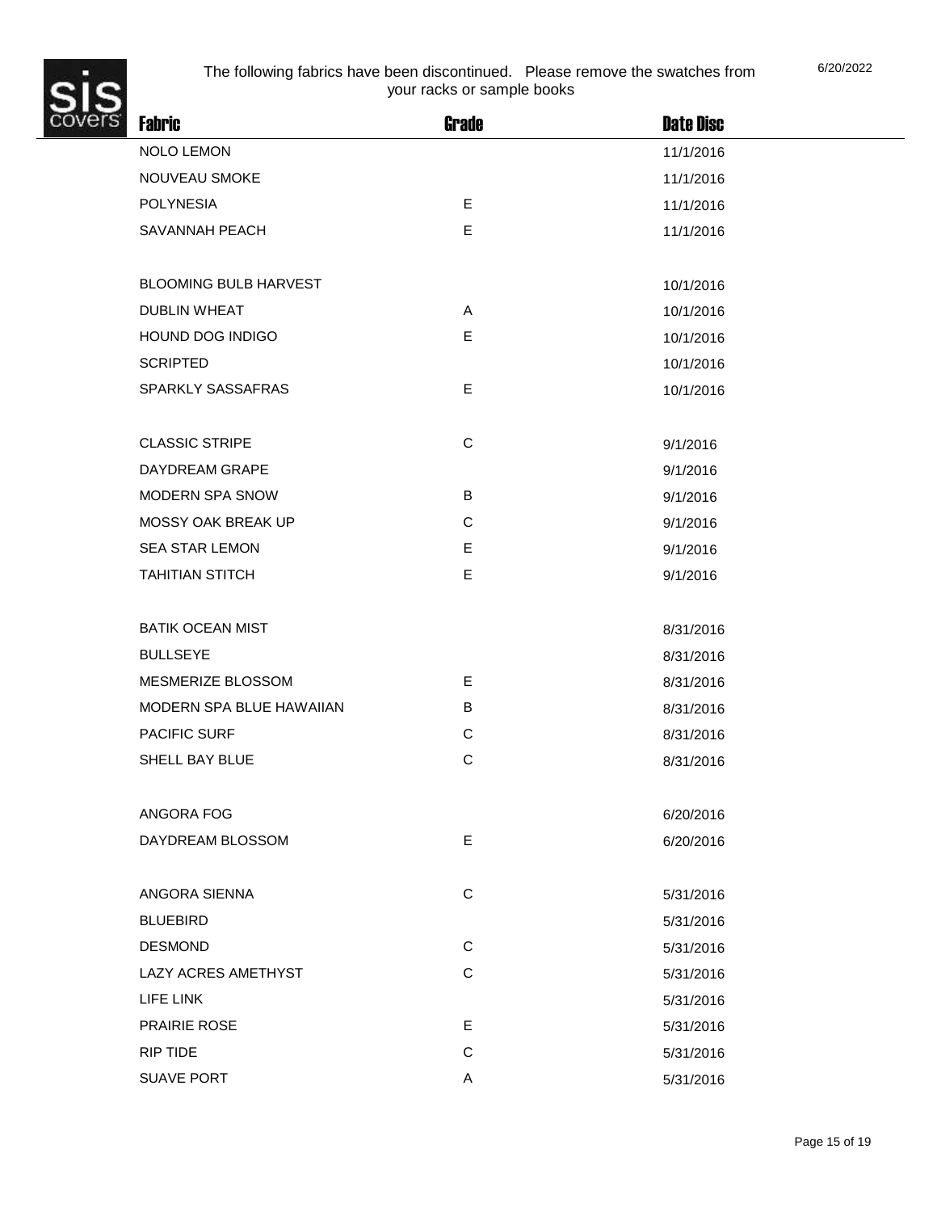The following fabrics have been discontinued. Please remove the swatches from your racks or sample books

6/20/2022

| Fabric | Grade | Date Disc |
|---|---|---|
| NOLO LEMON | | 11/1/2016 |
| NOUVEAU SMOKE | | 11/1/2016 |
| POLYNESIA | E | 11/1/2016 |
| SAVANNAH PEACH | E | 11/1/2016 |
| | | |
| BLOOMING BULB HARVEST | | 10/1/2016 |
| DUBLIN WHEAT | A | 10/1/2016 |
| HOUND DOG INDIGO | E | 10/1/2016 |
| SCRIPTED | | 10/1/2016 |
| SPARKLY SASSAFRAS | E | 10/1/2016 |
| | | |
| CLASSIC STRIPE | C | 9/1/2016 |
| DAYDREAM GRAPE | | 9/1/2016 |
| MODERN SPA SNOW | B | 9/1/2016 |
| MOSSY OAK BREAK UP | C | 9/1/2016 |
| SEA STAR LEMON | E | 9/1/2016 |
| TAHITIAN STITCH | E | 9/1/2016 |
| | | |
| BATIK OCEAN MIST | | 8/31/2016 |
| BULLSEYE | | 8/31/2016 |
| MESMERIZE BLOSSOM | E | 8/31/2016 |
| MODERN SPA BLUE HAWAIIAN | B | 8/31/2016 |
| PACIFIC SURF | C | 8/31/2016 |
| SHELL BAY BLUE | C | 8/31/2016 |
| | | |
| ANGORA FOG | | 6/20/2016 |
| DAYDREAM BLOSSOM | E | 6/20/2016 |
| | | |
| ANGORA SIENNA | C | 5/31/2016 |
| BLUEBIRD | | 5/31/2016 |
| DESMOND | C | 5/31/2016 |
| LAZY ACRES AMETHYST | C | 5/31/2016 |
| LIFE LINK | | 5/31/2016 |
| PRAIRIE ROSE | E | 5/31/2016 |
| RIP TIDE | C | 5/31/2016 |
| SUAVE PORT | A | 5/31/2016 |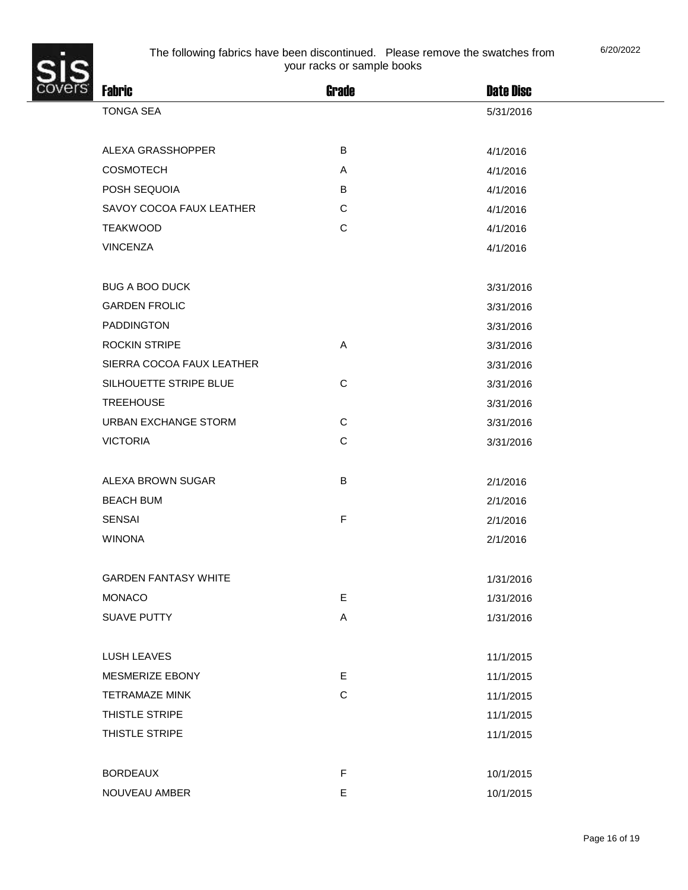The following fabrics have been discontinued. Please remove the swatches from your racks or sample books

6/20/2022

| Fabric | Grade | Date Disc |
|---|---|---|
| TONGA SEA | | 5/31/2016 |
| ALEXA GRASSHOPPER | B | 4/1/2016 |
| COSMOTECH | A | 4/1/2016 |
| POSH SEQUOIA | B | 4/1/2016 |
| SAVOY COCOA FAUX LEATHER | C | 4/1/2016 |
| TEAKWOOD | C | 4/1/2016 |
| VINCENZA | | 4/1/2016 |
| BUG A BOO DUCK | | 3/31/2016 |
| GARDEN FROLIC | | 3/31/2016 |
| PADDINGTON | | 3/31/2016 |
| ROCKIN STRIPE | A | 3/31/2016 |
| SIERRA COCOA FAUX LEATHER | | 3/31/2016 |
| SILHOUETTE STRIPE BLUE | C | 3/31/2016 |
| TREEHOUSE | | 3/31/2016 |
| URBAN EXCHANGE STORM | C | 3/31/2016 |
| VICTORIA | C | 3/31/2016 |
| ALEXA BROWN SUGAR | B | 2/1/2016 |
| BEACH BUM | | 2/1/2016 |
| SENSAI | F | 2/1/2016 |
| WINONA | | 2/1/2016 |
| GARDEN FANTASY WHITE | | 1/31/2016 |
| MONACO | E | 1/31/2016 |
| SUAVE PUTTY | A | 1/31/2016 |
| LUSH LEAVES | | 11/1/2015 |
| MESMERIZE EBONY | E | 11/1/2015 |
| TETRAMAZE MINK | C | 11/1/2015 |
| THISTLE STRIPE | | 11/1/2015 |
| THISTLE STRIPE | | 11/1/2015 |
| BORDEAUX | F | 10/1/2015 |
| NOUVEAU AMBER | E | 10/1/2015 |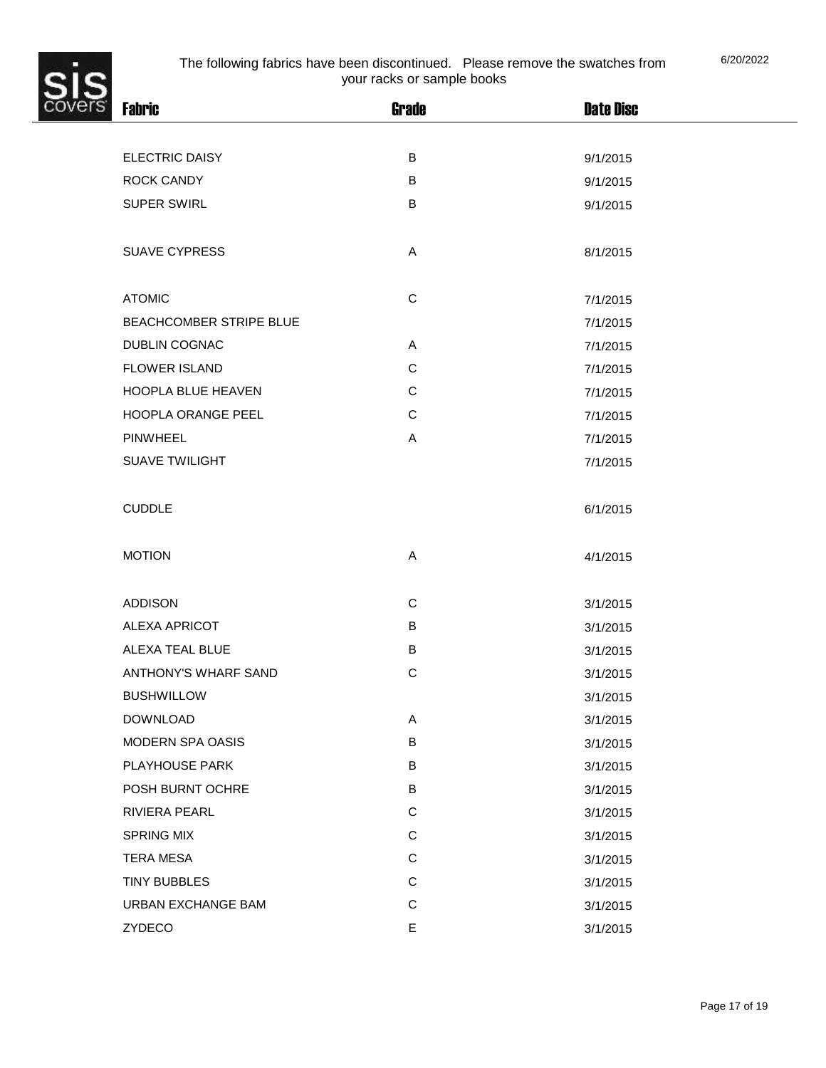The following fabrics have been discontinued. Please remove the swatches from your racks or sample books

6/20/2022

| Fabric | Grade | Date Disc |
|---|---|---|
| ELECTRIC DAISY | B | 9/1/2015 |
| ROCK CANDY | B | 9/1/2015 |
| SUPER SWIRL | B | 9/1/2015 |
| SUAVE CYPRESS | A | 8/1/2015 |
| ATOMIC | C | 7/1/2015 |
| BEACHCOMBER STRIPE BLUE | | 7/1/2015 |
| DUBLIN COGNAC | A | 7/1/2015 |
| FLOWER ISLAND | C | 7/1/2015 |
| HOOPLA BLUE HEAVEN | C | 7/1/2015 |
| HOOPLA ORANGE PEEL | C | 7/1/2015 |
| PINWHEEL | A | 7/1/2015 |
| SUAVE TWILIGHT | | 7/1/2015 |
| CUDDLE | | 6/1/2015 |
| MOTION | A | 4/1/2015 |
| ADDISON | C | 3/1/2015 |
| ALEXA APRICOT | B | 3/1/2015 |
| ALEXA TEAL BLUE | B | 3/1/2015 |
| ANTHONY'S WHARF SAND | C | 3/1/2015 |
| BUSHWILLOW | | 3/1/2015 |
| DOWNLOAD | A | 3/1/2015 |
| MODERN SPA OASIS | B | 3/1/2015 |
| PLAYHOUSE PARK | B | 3/1/2015 |
| POSH BURNT OCHRE | B | 3/1/2015 |
| RIVIERA PEARL | C | 3/1/2015 |
| SPRING MIX | C | 3/1/2015 |
| TERA MESA | C | 3/1/2015 |
| TINY BUBBLES | C | 3/1/2015 |
| URBAN EXCHANGE BAM | C | 3/1/2015 |
| ZYDECO | E | 3/1/2015 |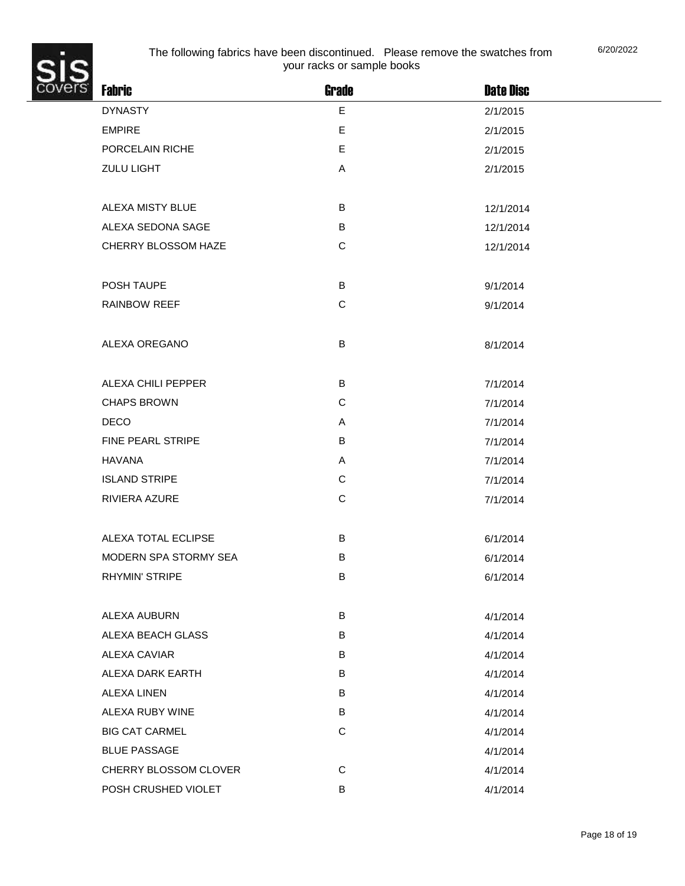The following fabrics have been discontinued. Please remove the swatches from your racks or sample books

6/20/2022

| Fabric | Grade | Date Disc |
| --- | --- | --- |
| DYNASTY | E | 2/1/2015 |
| EMPIRE | E | 2/1/2015 |
| PORCELAIN RICHE | E | 2/1/2015 |
| ZULU LIGHT | A | 2/1/2015 |
| | | |
| ALEXA MISTY BLUE | B | 12/1/2014 |
| ALEXA SEDONA SAGE | B | 12/1/2014 |
| CHERRY BLOSSOM HAZE | C | 12/1/2014 |
| | | |
| POSH TAUPE | B | 9/1/2014 |
| RAINBOW REEF | C | 9/1/2014 |
| | | |
| ALEXA OREGANO | B | 8/1/2014 |
| | | |
| ALEXA CHILI PEPPER | B | 7/1/2014 |
| CHAPS BROWN | C | 7/1/2014 |
| DECO | A | 7/1/2014 |
| FINE PEARL STRIPE | B | 7/1/2014 |
| HAVANA | A | 7/1/2014 |
| ISLAND STRIPE | C | 7/1/2014 |
| RIVIERA AZURE | C | 7/1/2014 |
| | | |
| ALEXA TOTAL ECLIPSE | B | 6/1/2014 |
| MODERN SPA STORMY SEA | B | 6/1/2014 |
| RHYMIN' STRIPE | B | 6/1/2014 |
| | | |
| ALEXA AUBURN | B | 4/1/2014 |
| ALEXA BEACH GLASS | B | 4/1/2014 |
| ALEXA CAVIAR | B | 4/1/2014 |
| ALEXA DARK EARTH | B | 4/1/2014 |
| ALEXA LINEN | B | 4/1/2014 |
| ALEXA RUBY WINE | B | 4/1/2014 |
| BIG CAT CARMEL | C | 4/1/2014 |
| BLUE PASSAGE | | 4/1/2014 |
| CHERRY BLOSSOM CLOVER | C | 4/1/2014 |
| POSH CRUSHED VIOLET | B | 4/1/2014 |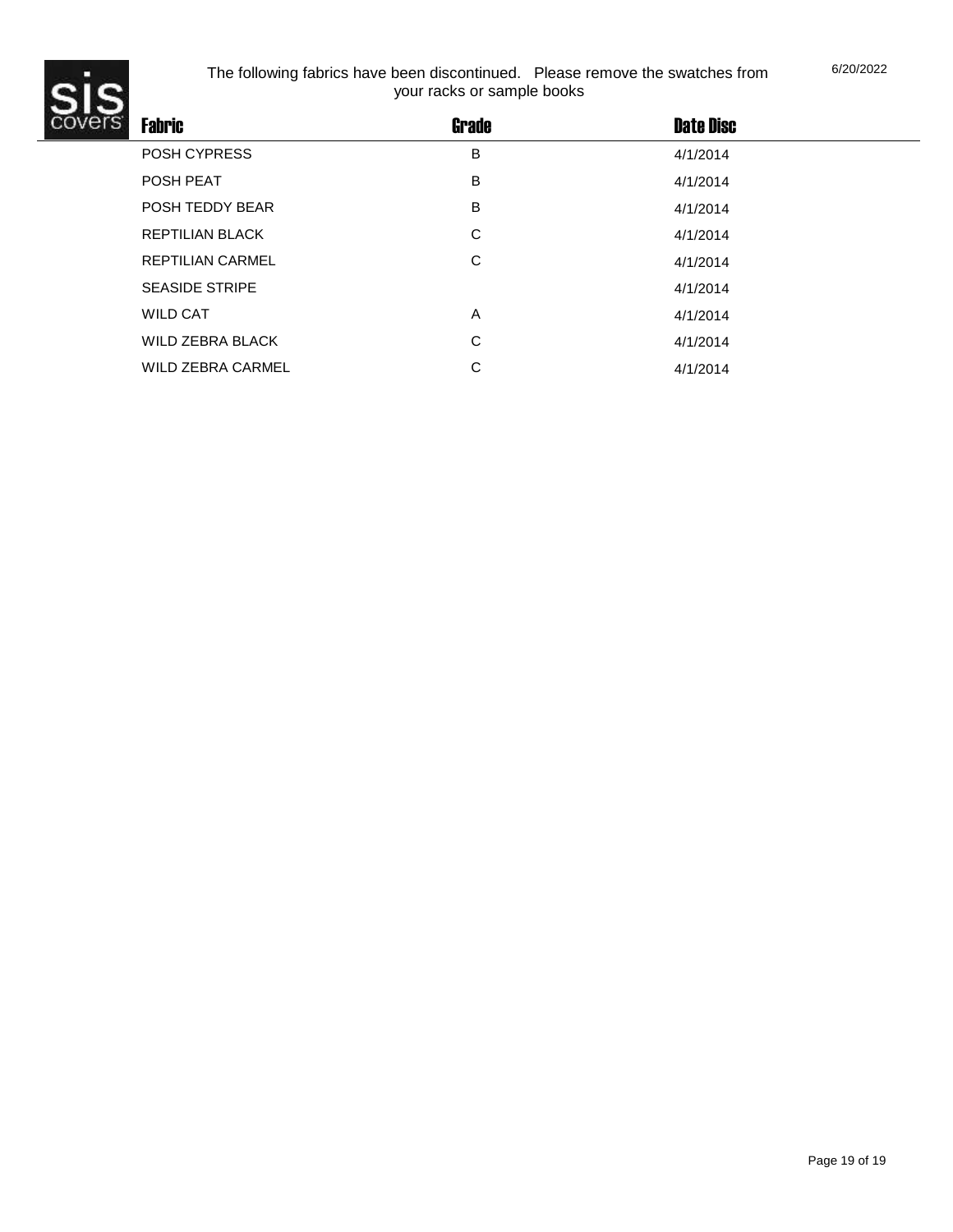The following fabrics have been discontinued. Please remove the swatches from your racks or sample books

6/20/2022

| Fabric | Grade | Date Disc |
| --- | --- | --- |
| POSH CYPRESS | B | 4/1/2014 |
| POSH PEAT | B | 4/1/2014 |
| POSH TEDDY BEAR | B | 4/1/2014 |
| REPTILIAN BLACK | C | 4/1/2014 |
| REPTILIAN CARMEL | C | 4/1/2014 |
| SEASIDE STRIPE | | 4/1/2014 |
| WILD CAT | A | 4/1/2014 |
| WILD ZEBRA BLACK | C | 4/1/2014 |
| WILD ZEBRA CARMEL | C | 4/1/2014 |